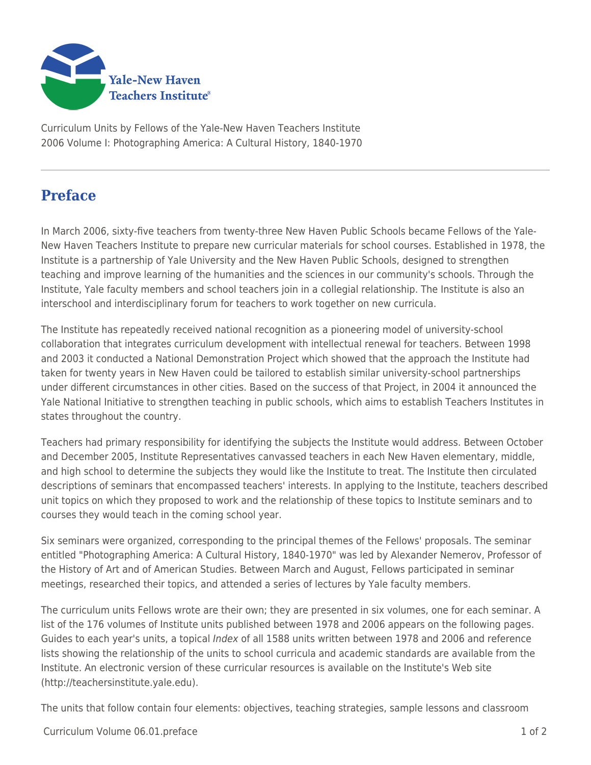Curriculum Units by Fellows of the Yale-New Haven Teachers Institute
2006 Volume I: Photographing America: A Cultural History, 1840-1970

# Preface

In March 2006, sixty-five teachers from twenty-three New Haven Public Schools became Fellows of the Yale-New Haven Teachers Institute to prepare new curricular materials for school courses. Established in 1978, the Institute is a partnership of Yale University and the New Haven Public Schools, designed to strengthen teaching and improve learning of the humanities and the sciences in our community's schools. Through the Institute, Yale faculty members and school teachers join in a collegial relationship. The Institute is also an interschool and interdisciplinary forum for teachers to work together on new curricula.

The Institute has repeatedly received national recognition as a pioneering model of university-school collaboration that integrates curriculum development with intellectual renewal for teachers. Between 1998 and 2003 it conducted a National Demonstration Project which showed that the approach the Institute had taken for twenty years in New Haven could be tailored to establish similar university-school partnerships under different circumstances in other cities. Based on the success of that Project, in 2004 it announced the Yale National Initiative to strengthen teaching in public schools, which aims to establish Teachers Institutes in states throughout the country.

Teachers had primary responsibility for identifying the subjects the Institute would address. Between October and December 2005, Institute Representatives canvassed teachers in each New Haven elementary, middle, and high school to determine the subjects they would like the Institute to treat. The Institute then circulated descriptions of seminars that encompassed teachers' interests. In applying to the Institute, teachers described unit topics on which they proposed to work and the relationship of these topics to Institute seminars and to courses they would teach in the coming school year.

Six seminars were organized, corresponding to the principal themes of the Fellows' proposals. The seminar entitled "Photographing America: A Cultural History, 1840-1970" was led by Alexander Nemerov, Professor of the History of Art and of American Studies. Between March and August, Fellows participated in seminar meetings, researched their topics, and attended a series of lectures by Yale faculty members.

The curriculum units Fellows wrote are their own; they are presented in six volumes, one for each seminar. A list of the 176 volumes of Institute units published between 1978 and 2006 appears on the following pages. Guides to each year's units, a topical *Index* of all 1588 units written between 1978 and 2006 and reference lists showing the relationship of the units to school curricula and academic standards are available from the Institute. An electronic version of these curricular resources is available on the Institute's Web site (http://teachersinstitute.yale.edu).

The units that follow contain four elements: objectives, teaching strategies, sample lessons and classroom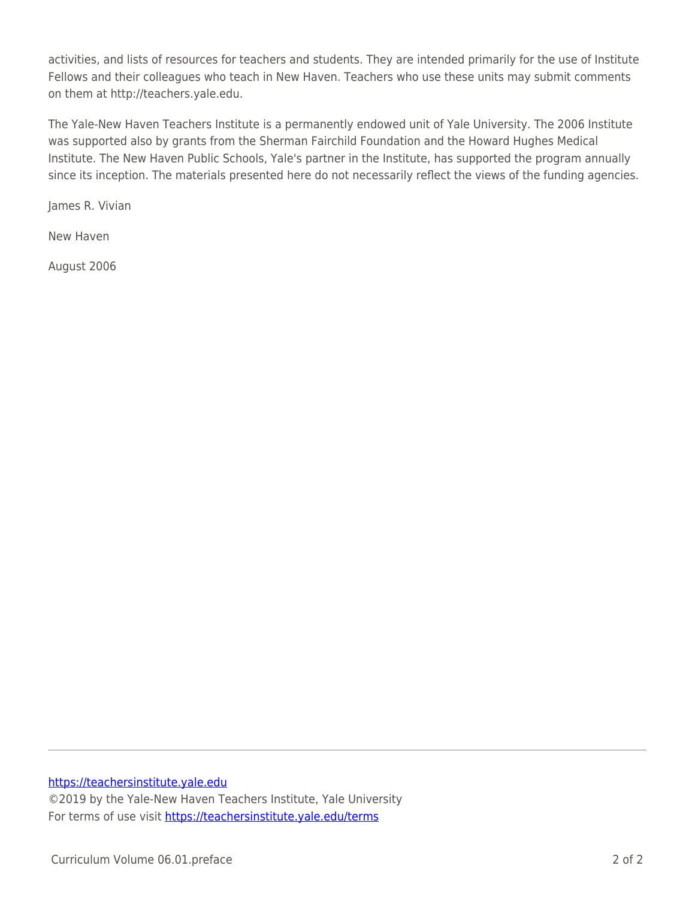activities, and lists of resources for teachers and students. They are intended primarily for the use of Institute Fellows and their colleagues who teach in New Haven. Teachers who use these units may submit comments on them at http://teachers.yale.edu.

The Yale-New Haven Teachers Institute is a permanently endowed unit of Yale University. The 2006 Institute was supported also by grants from the Sherman Fairchild Foundation and the Howard Hughes Medical Institute. The New Haven Public Schools, Yale's partner in the Institute, has supported the program annually since its inception. The materials presented here do not necessarily reflect the views of the funding agencies.

James R. Vivian

New Haven

August 2006

https://teachersinstitute.yale.edu
©2019 by the Yale-New Haven Teachers Institute, Yale University
For terms of use visit https://teachersinstitute.yale.edu/terms